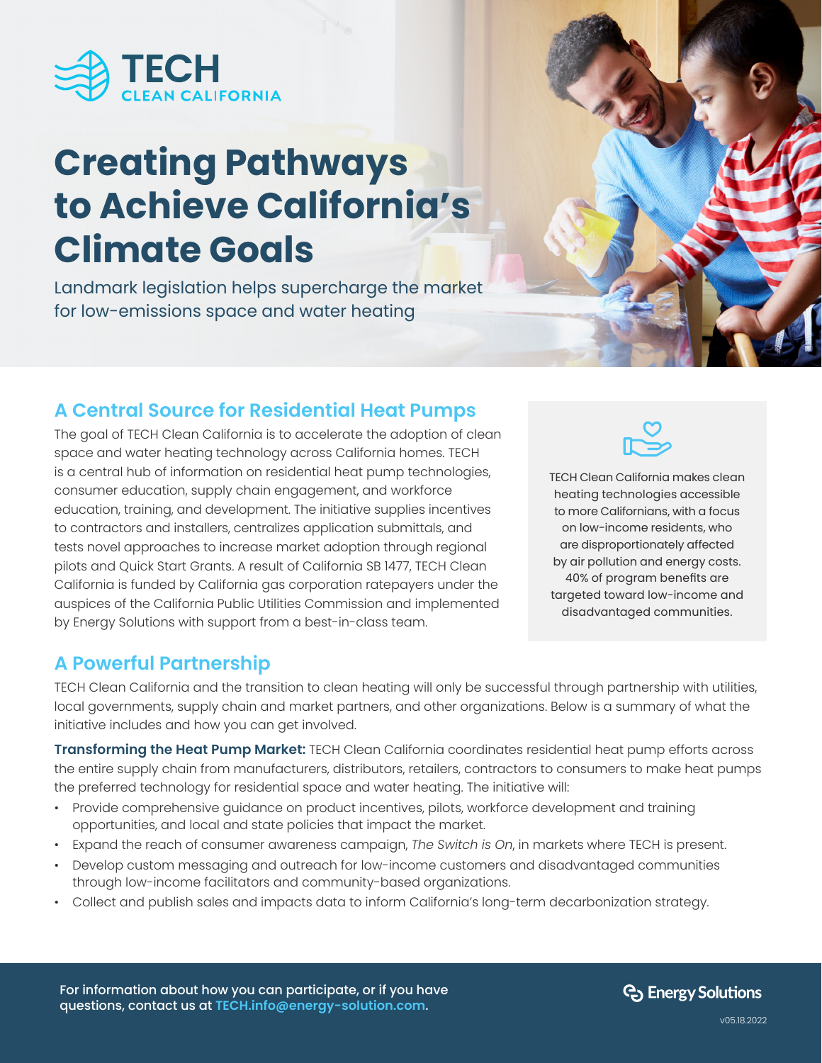TECH CLEAN CALIFORNIA

# Creating Pathways to Achieve California's Climate Goals

Landmark legislation helps supercharge the market for low-emissions space and water heating

## A Central Source for Residential Heat Pumps

The goal of TECH Clean California is to accelerate the adoption of clean space and water heating technology across California homes. TECH is a central hub of information on residential heat pump technologies, consumer education, supply chain engagement, and workforce education, training, and development. The initiative supplies incentives to contractors and installers, centralizes application submittals, and tests novel approaches to increase market adoption through regional pilots and Quick Start Grants. A result of California SB 1477, TECH Clean California is funded by California gas corporation ratepayers under the auspices of the California Public Utilities Commission and implemented by Energy Solutions with support from a best-in-class team.

TECH Clean California makes clean heating technologies accessible to more Californians, with a focus on low-income residents, who are disproportionately affected by air pollution and energy costs. 40% of program benefits are targeted toward low-income and disadvantaged communities.

## A Powerful Partnership

TECH Clean California and the transition to clean heating will only be successful through partnership with utilities, local governments, supply chain and market partners, and other organizations. Below is a summary of what the initiative includes and how you can get involved.

**Transforming the Heat Pump Market:** TECH Clean California coordinates residential heat pump efforts across the entire supply chain from manufacturers, distributors, retailers, contractors to consumers to make heat pumps the preferred technology for residential space and water heating. The initiative will:

- Provide comprehensive guidance on product incentives, pilots, workforce development and training opportunities, and local and state policies that impact the market.
- Expand the reach of consumer awareness campaign, *The Switch is On*, in markets where TECH is present.
- Develop custom messaging and outreach for low-income customers and disadvantaged communities through low-income facilitators and community-based organizations.
- Collect and publish sales and impacts data to inform California's long-term decarbonization strategy.

For information about how you can participate, or if you have questions, contact us at TECH.info@energy-solution.com.

Energy Solutions

v05.18.2022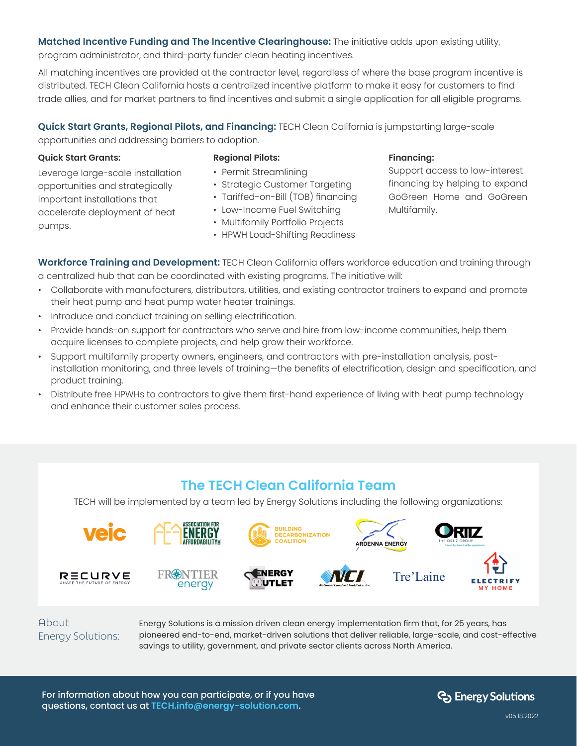**Matched Incentive Funding and The Incentive Clearinghouse:** The initiative adds upon existing utility, program administrator, and third-party funder clean heating incentives.

All matching incentives are provided at the contractor level, regardless of where the base program incentive is distributed. TECH Clean California hosts a centralized incentive platform to make it easy for customers to find trade allies, and for market partners to find incentives and submit a single application for all eligible programs.

**Quick Start Grants, Regional Pilots, and Financing:** TECH Clean California is jumpstarting large-scale opportunities and addressing barriers to adoption.

**Quick Start Grants:**

Leverage large-scale installation opportunities and strategically important installations that accelerate deployment of heat pumps.

**Regional Pilots:**

- Permit Streamlining
- Strategic Customer Targeting
- Tariffed-on-Bill (TOB) financing
- Low-Income Fuel Switching
- Multifamily Portfolio Projects
- HPWH Load-Shifting Readiness

**Financing:**

Support access to low-interest financing by helping to expand GoGreen Home and GoGreen Multifamily.

**Workforce Training and Development:** TECH Clean California offers workforce education and training through a centralized hub that can be coordinated with existing programs. The initiative will:

- Collaborate with manufacturers, distributors, utilities, and existing contractor trainers to expand and promote their heat pump and heat pump water heater trainings.
- Introduce and conduct training on selling electrification.
- Provide hands-on support for contractors who serve and hire from low-income communities, help them acquire licenses to complete projects, and help grow their workforce.
- Support multifamily property owners, engineers, and contractors with pre-installation analysis, post-installation monitoring, and three levels of training—the benefits of electrification, design and specification, and product training.
- Distribute free HPWHs to contractors to give them first-hand experience of living with heat pump technology and enhance their customer sales process.

## The TECH Clean California Team

TECH will be implemented by a team led by Energy Solutions including the following organizations:

veic
Association for Energy Affordability Inc.
Building Decarbonization Coalition
Ardenna Energy
The Ortiz Group
Recurve — Shape the Future of Energy
Frontier energy
Energy Outlet
NCI National Comfort Institute, Inc.
Tre'Laine
Electrify My Home

**About Energy Solutions:** Energy Solutions is a mission driven clean energy implementation firm that, for 25 years, has pioneered end-to-end, market-driven solutions that deliver reliable, large-scale, and cost-effective savings to utility, government, and private sector clients across North America.

For information about how you can participate, or if you have questions, contact us at TECH.info@energy-solution.com.

Energy Solutions

v05.18.2022